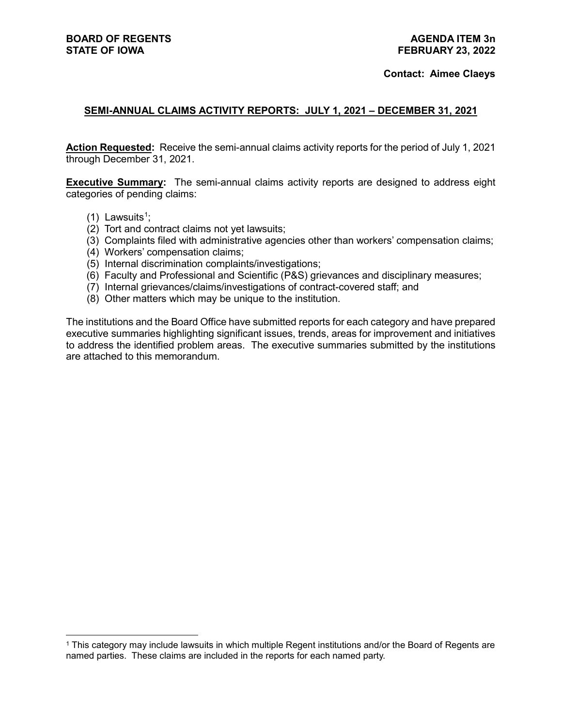**BOARD OF REGENTS**
**STATE OF IOWA**

**AGENDA ITEM 3n**
**FEBRUARY 23, 2022**

**Contact: Aimee Claeys**

## SEMI-ANNUAL CLAIMS ACTIVITY REPORTS: JULY 1, 2021 – DECEMBER 31, 2021

**Action Requested:** Receive the semi-annual claims activity reports for the period of July 1, 2021 through December 31, 2021.

**Executive Summary:** The semi-annual claims activity reports are designed to address eight categories of pending claims:

(1) Lawsuits[1];
(2) Tort and contract claims not yet lawsuits;
(3) Complaints filed with administrative agencies other than workers' compensation claims;
(4) Workers' compensation claims;
(5) Internal discrimination complaints/investigations;
(6) Faculty and Professional and Scientific (P&S) grievances and disciplinary measures;
(7) Internal grievances/claims/investigations of contract-covered staff; and
(8) Other matters which may be unique to the institution.

The institutions and the Board Office have submitted reports for each category and have prepared executive summaries highlighting significant issues, trends, areas for improvement and initiatives to address the identified problem areas. The executive summaries submitted by the institutions are attached to this memorandum.

---

[1] This category may include lawsuits in which multiple Regent institutions and/or the Board of Regents are named parties. These claims are included in the reports for each named party.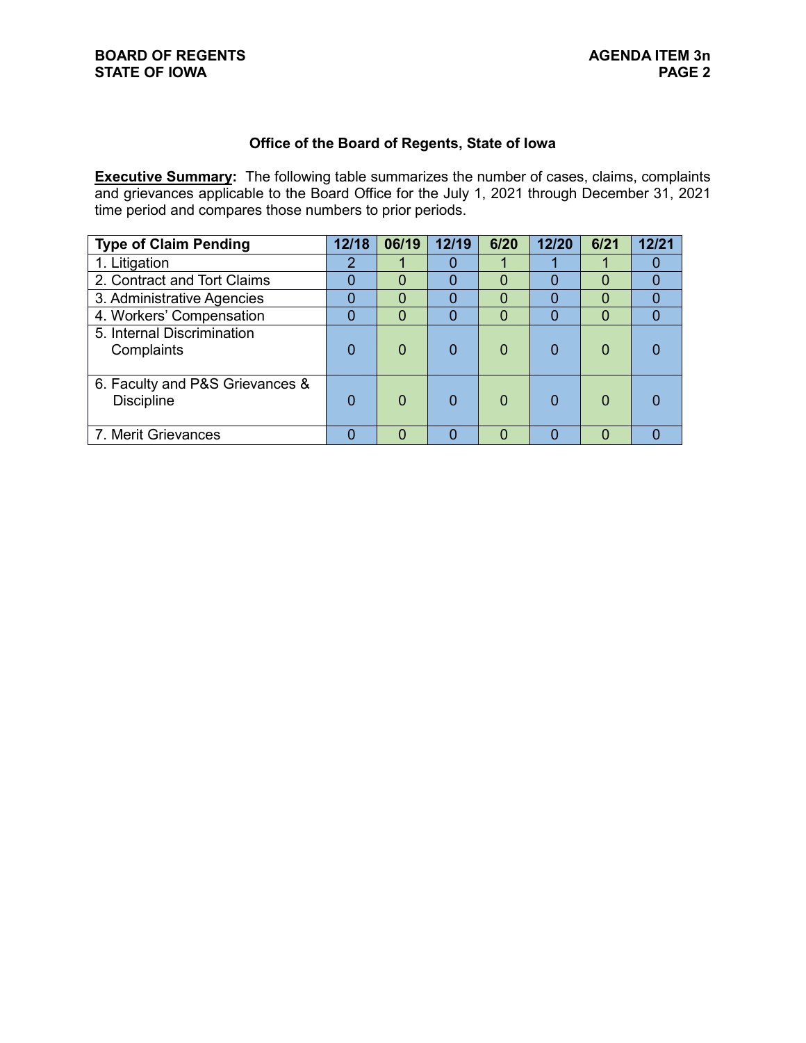### Office of the Board of Regents, State of Iowa

**Executive Summary:** The following table summarizes the number of cases, claims, complaints and grievances applicable to the Board Office for the July 1, 2021 through December 31, 2021 time period and compares those numbers to prior periods.

| Type of Claim Pending | 12/18 | 06/19 | 12/19 | 6/20 | 12/20 | 6/21 | 12/21 |
|---|---|---|---|---|---|---|---|
| 1. Litigation | 2 | 1 | 0 | 1 | 1 | 1 | 0 |
| 2. Contract and Tort Claims | 0 | 0 | 0 | 0 | 0 | 0 | 0 |
| 3. Administrative Agencies | 0 | 0 | 0 | 0 | 0 | 0 | 0 |
| 4. Workers' Compensation | 0 | 0 | 0 | 0 | 0 | 0 | 0 |
| 5. Internal Discrimination Complaints | 0 | 0 | 0 | 0 | 0 | 0 | 0 |
| 6. Faculty and P&S Grievances & Discipline | 0 | 0 | 0 | 0 | 0 | 0 | 0 |
| 7. Merit Grievances | 0 | 0 | 0 | 0 | 0 | 0 | 0 |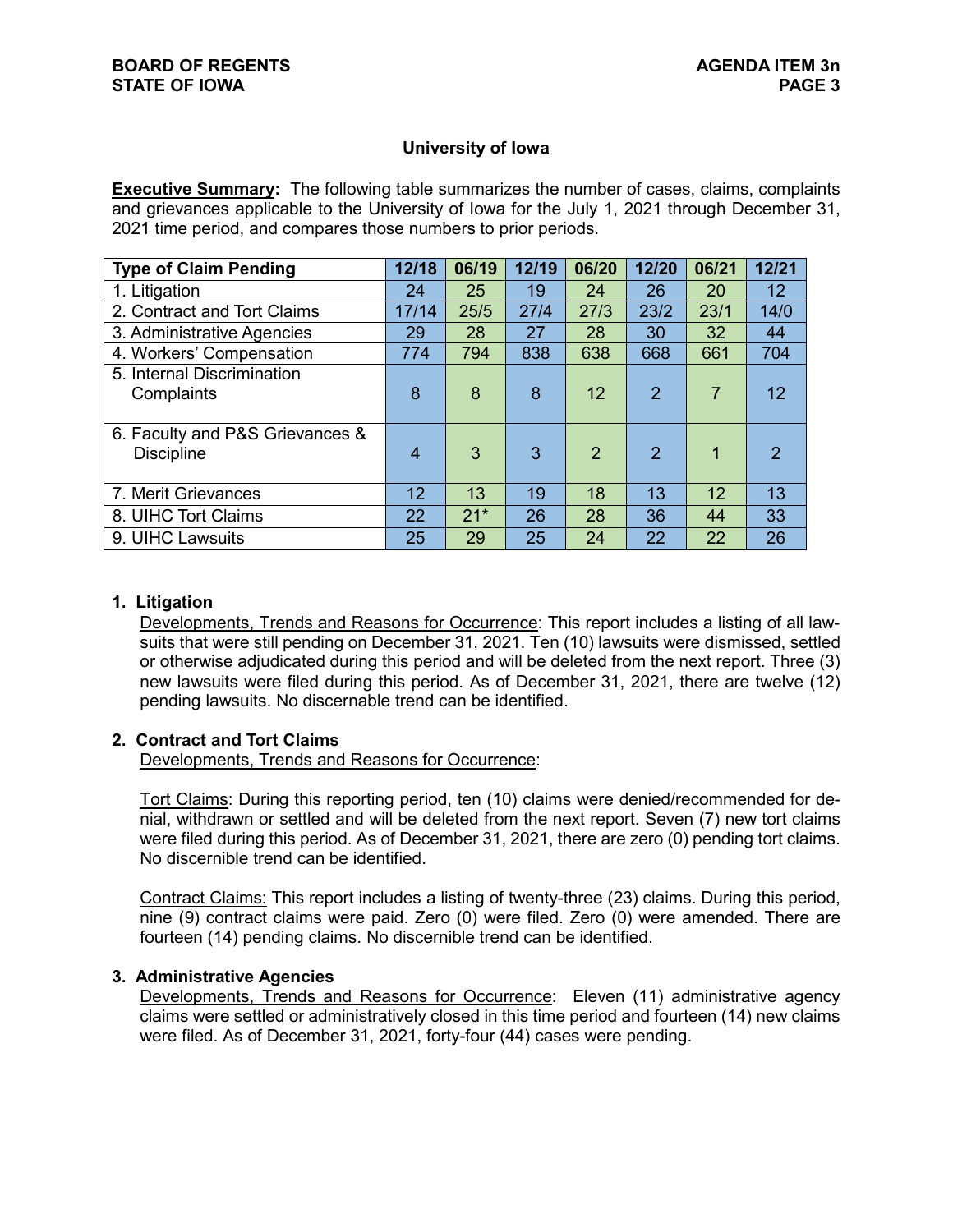## University of Iowa

**Executive Summary:** The following table summarizes the number of cases, claims, complaints and grievances applicable to the University of Iowa for the July 1, 2021 through December 31, 2021 time period, and compares those numbers to prior periods.

| Type of Claim Pending | 12/18 | 06/19 | 12/19 | 06/20 | 12/20 | 06/21 | 12/21 |
|---|---|---|---|---|---|---|---|
| 1. Litigation | 24 | 25 | 19 | 24 | 26 | 20 | 12 |
| 2. Contract and Tort Claims | 17/14 | 25/5 | 27/4 | 27/3 | 23/2 | 23/1 | 14/0 |
| 3. Administrative Agencies | 29 | 28 | 27 | 28 | 30 | 32 | 44 |
| 4. Workers' Compensation | 774 | 794 | 838 | 638 | 668 | 661 | 704 |
| 5. Internal Discrimination Complaints | 8 | 8 | 8 | 12 | 2 | 7 | 12 |
| 6. Faculty and P&S Grievances & Discipline | 4 | 3 | 3 | 2 | 2 | 1 | 2 |
| 7. Merit Grievances | 12 | 13 | 19 | 18 | 13 | 12 | 13 |
| 8. UIHC Tort Claims | 22 | 21* | 26 | 28 | 36 | 44 | 33 |
| 9. UIHC Lawsuits | 25 | 29 | 25 | 24 | 22 | 22 | 26 |

### 1. Litigation

Developments, Trends and Reasons for Occurrence: This report includes a listing of all lawsuits that were still pending on December 31, 2021. Ten (10) lawsuits were dismissed, settled or otherwise adjudicated during this period and will be deleted from the next report. Three (3) new lawsuits were filed during this period. As of December 31, 2021, there are twelve (12) pending lawsuits. No discernable trend can be identified.

### 2. Contract and Tort Claims

Developments, Trends and Reasons for Occurrence:

Tort Claims: During this reporting period, ten (10) claims were denied/recommended for denial, withdrawn or settled and will be deleted from the next report. Seven (7) new tort claims were filed during this period. As of December 31, 2021, there are zero (0) pending tort claims. No discernible trend can be identified.

Contract Claims: This report includes a listing of twenty-three (23) claims. During this period, nine (9) contract claims were paid. Zero (0) were filed. Zero (0) were amended. There are fourteen (14) pending claims. No discernible trend can be identified.

### 3. Administrative Agencies

Developments, Trends and Reasons for Occurrence: Eleven (11) administrative agency claims were settled or administratively closed in this time period and fourteen (14) new claims were filed. As of December 31, 2021, forty-four (44) cases were pending.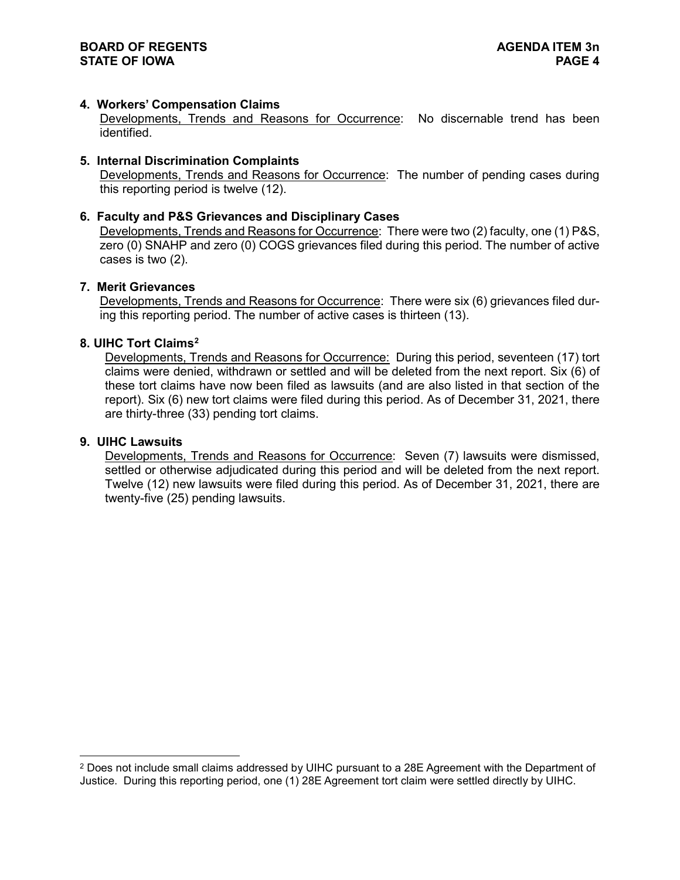**4. Workers' Compensation Claims**

Developments, Trends and Reasons for Occurrence: No discernable trend has been identified.

**5. Internal Discrimination Complaints**

Developments, Trends and Reasons for Occurrence: The number of pending cases during this reporting period is twelve (12).

**6. Faculty and P&S Grievances and Disciplinary Cases**

Developments, Trends and Reasons for Occurrence: There were two (2) faculty, one (1) P&S, zero (0) SNAHP and zero (0) COGS grievances filed during this period. The number of active cases is two (2).

**7. Merit Grievances**

Developments, Trends and Reasons for Occurrence: There were six (6) grievances filed during this reporting period. The number of active cases is thirteen (13).

**8. UIHC Tort Claims[2]**

Developments, Trends and Reasons for Occurrence: During this period, seventeen (17) tort claims were denied, withdrawn or settled and will be deleted from the next report. Six (6) of these tort claims have now been filed as lawsuits (and are also listed in that section of the report). Six (6) new tort claims were filed during this period. As of December 31, 2021, there are thirty-three (33) pending tort claims.

**9. UIHC Lawsuits**

Developments, Trends and Reasons for Occurrence: Seven (7) lawsuits were dismissed, settled or otherwise adjudicated during this period and will be deleted from the next report. Twelve (12) new lawsuits were filed during this period. As of December 31, 2021, there are twenty-five (25) pending lawsuits.

---

[2] Does not include small claims addressed by UIHC pursuant to a 28E Agreement with the Department of Justice. During this reporting period, one (1) 28E Agreement tort claim were settled directly by UIHC.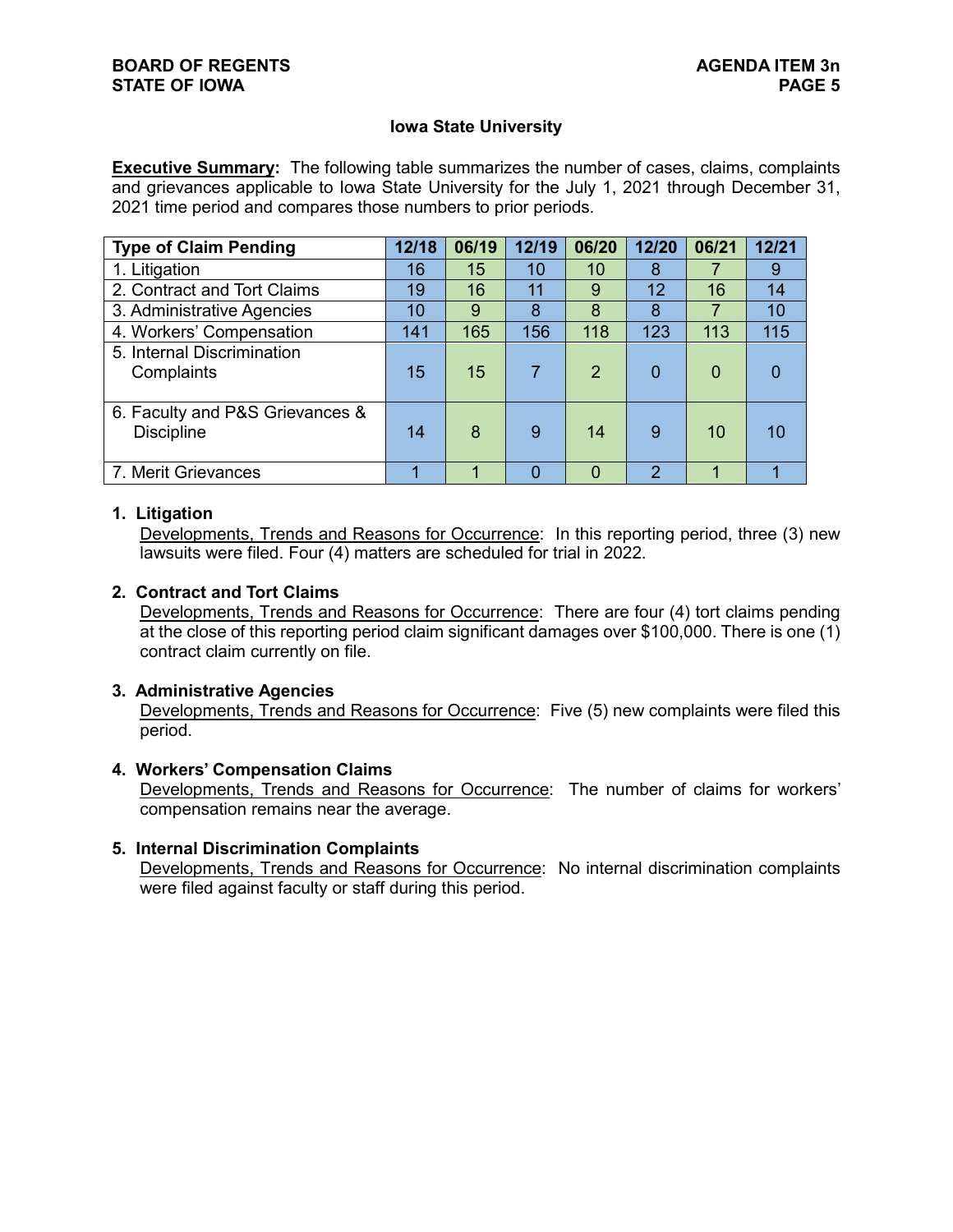### Iowa State University

**Executive Summary:** The following table summarizes the number of cases, claims, complaints and grievances applicable to Iowa State University for the July 1, 2021 through December 31, 2021 time period and compares those numbers to prior periods.

| Type of Claim Pending | 12/18 | 06/19 | 12/19 | 06/20 | 12/20 | 06/21 | 12/21 |
|---|---|---|---|---|---|---|---|
| 1. Litigation | 16 | 15 | 10 | 10 | 8 | 7 | 9 |
| 2. Contract and Tort Claims | 19 | 16 | 11 | 9 | 12 | 16 | 14 |
| 3. Administrative Agencies | 10 | 9 | 8 | 8 | 8 | 7 | 10 |
| 4. Workers' Compensation | 141 | 165 | 156 | 118 | 123 | 113 | 115 |
| 5. Internal Discrimination Complaints | 15 | 15 | 7 | 2 | 0 | 0 | 0 |
| 6. Faculty and P&S Grievances & Discipline | 14 | 8 | 9 | 14 | 9 | 10 | 10 |
| 7. Merit Grievances | 1 | 1 | 0 | 0 | 2 | 1 | 1 |

**1. Litigation**

Developments, Trends and Reasons for Occurrence: In this reporting period, three (3) new lawsuits were filed. Four (4) matters are scheduled for trial in 2022.

**2. Contract and Tort Claims**

Developments, Trends and Reasons for Occurrence: There are four (4) tort claims pending at the close of this reporting period claim significant damages over $100,000. There is one (1) contract claim currently on file.

**3. Administrative Agencies**

Developments, Trends and Reasons for Occurrence: Five (5) new complaints were filed this period.

**4. Workers' Compensation Claims**

Developments, Trends and Reasons for Occurrence: The number of claims for workers' compensation remains near the average.

**5. Internal Discrimination Complaints**

Developments, Trends and Reasons for Occurrence: No internal discrimination complaints were filed against faculty or staff during this period.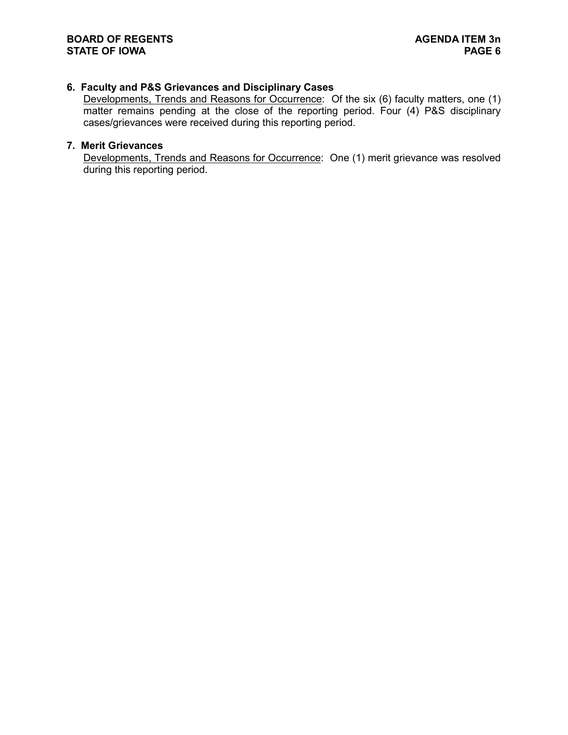**6. Faculty and P&S Grievances and Disciplinary Cases**

<u>Developments, Trends and Reasons for Occurrence</u>: Of the six (6) faculty matters, one (1) matter remains pending at the close of the reporting period. Four (4) P&S disciplinary cases/grievances were received during this reporting period.

**7. Merit Grievances**

<u>Developments, Trends and Reasons for Occurrence</u>: One (1) merit grievance was resolved during this reporting period.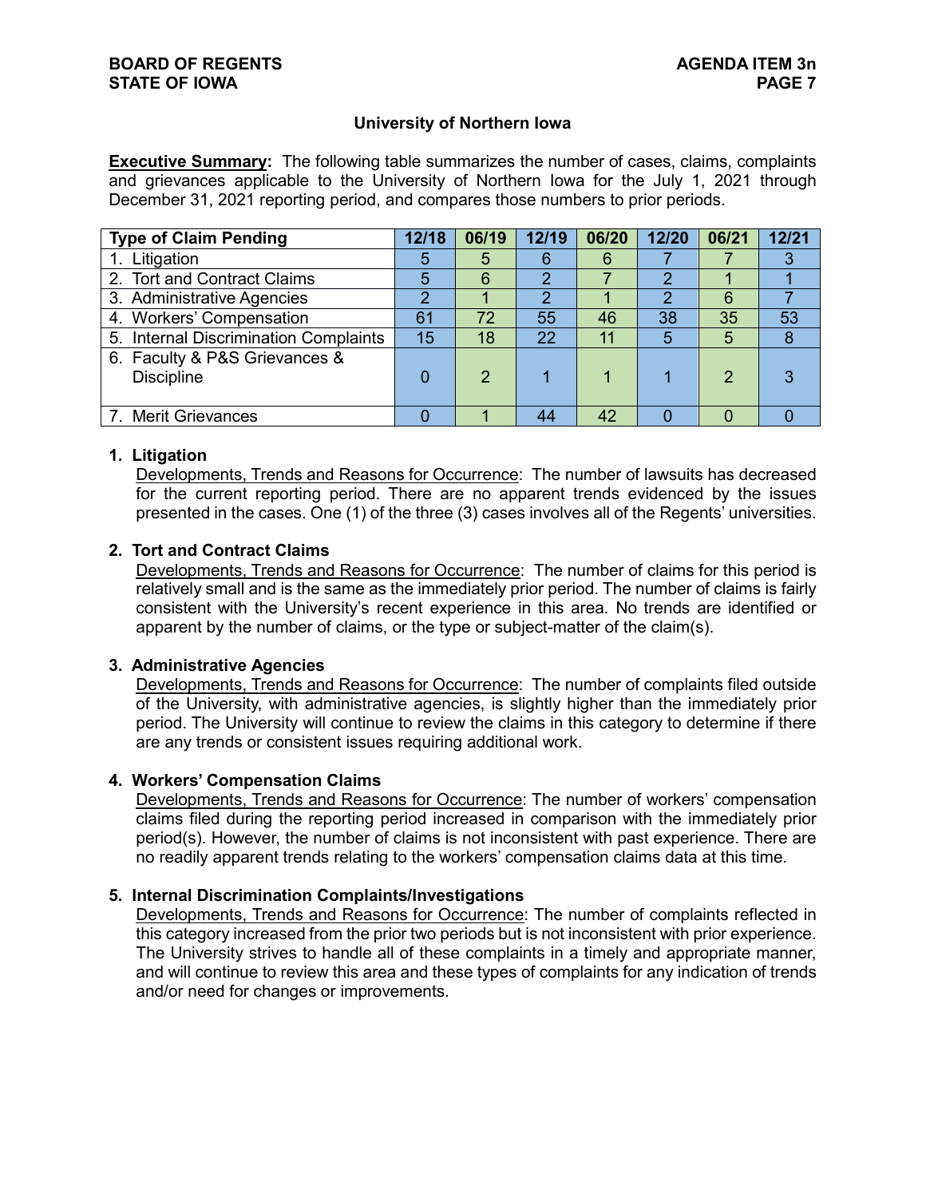## University of Northern Iowa

**Executive Summary:** The following table summarizes the number of cases, claims, complaints and grievances applicable to the University of Northern Iowa for the July 1, 2021 through December 31, 2021 reporting period, and compares those numbers to prior periods.

| Type of Claim Pending | 12/18 | 06/19 | 12/19 | 06/20 | 12/20 | 06/21 | 12/21 |
|---|---|---|---|---|---|---|---|
| 1. Litigation | 5 | 5 | 6 | 6 | 7 | 7 | 3 |
| 2. Tort and Contract Claims | 5 | 6 | 2 | 7 | 2 | 1 | 1 |
| 3. Administrative Agencies | 2 | 1 | 2 | 1 | 2 | 6 | 7 |
| 4. Workers' Compensation | 61 | 72 | 55 | 46 | 38 | 35 | 53 |
| 5. Internal Discrimination Complaints | 15 | 18 | 22 | 11 | 5 | 5 | 8 |
| 6. Faculty & P&S Grievances & Discipline | 0 | 2 | 1 | 1 | 1 | 2 | 3 |
| 7. Merit Grievances | 0 | 1 | 44 | 42 | 0 | 0 | 0 |

### 1. Litigation

Developments, Trends and Reasons for Occurrence: The number of lawsuits has decreased for the current reporting period. There are no apparent trends evidenced by the issues presented in the cases. One (1) of the three (3) cases involves all of the Regents' universities.

### 2. Tort and Contract Claims

Developments, Trends and Reasons for Occurrence: The number of claims for this period is relatively small and is the same as the immediately prior period. The number of claims is fairly consistent with the University's recent experience in this area. No trends are identified or apparent by the number of claims, or the type or subject-matter of the claim(s).

### 3. Administrative Agencies

Developments, Trends and Reasons for Occurrence: The number of complaints filed outside of the University, with administrative agencies, is slightly higher than the immediately prior period. The University will continue to review the claims in this category to determine if there are any trends or consistent issues requiring additional work.

### 4. Workers' Compensation Claims

Developments, Trends and Reasons for Occurrence: The number of workers' compensation claims filed during the reporting period increased in comparison with the immediately prior period(s). However, the number of claims is not inconsistent with past experience. There are no readily apparent trends relating to the workers' compensation claims data at this time.

### 5. Internal Discrimination Complaints/Investigations

Developments, Trends and Reasons for Occurrence: The number of complaints reflected in this category increased from the prior two periods but is not inconsistent with prior experience. The University strives to handle all of these complaints in a timely and appropriate manner, and will continue to review this area and these types of complaints for any indication of trends and/or need for changes or improvements.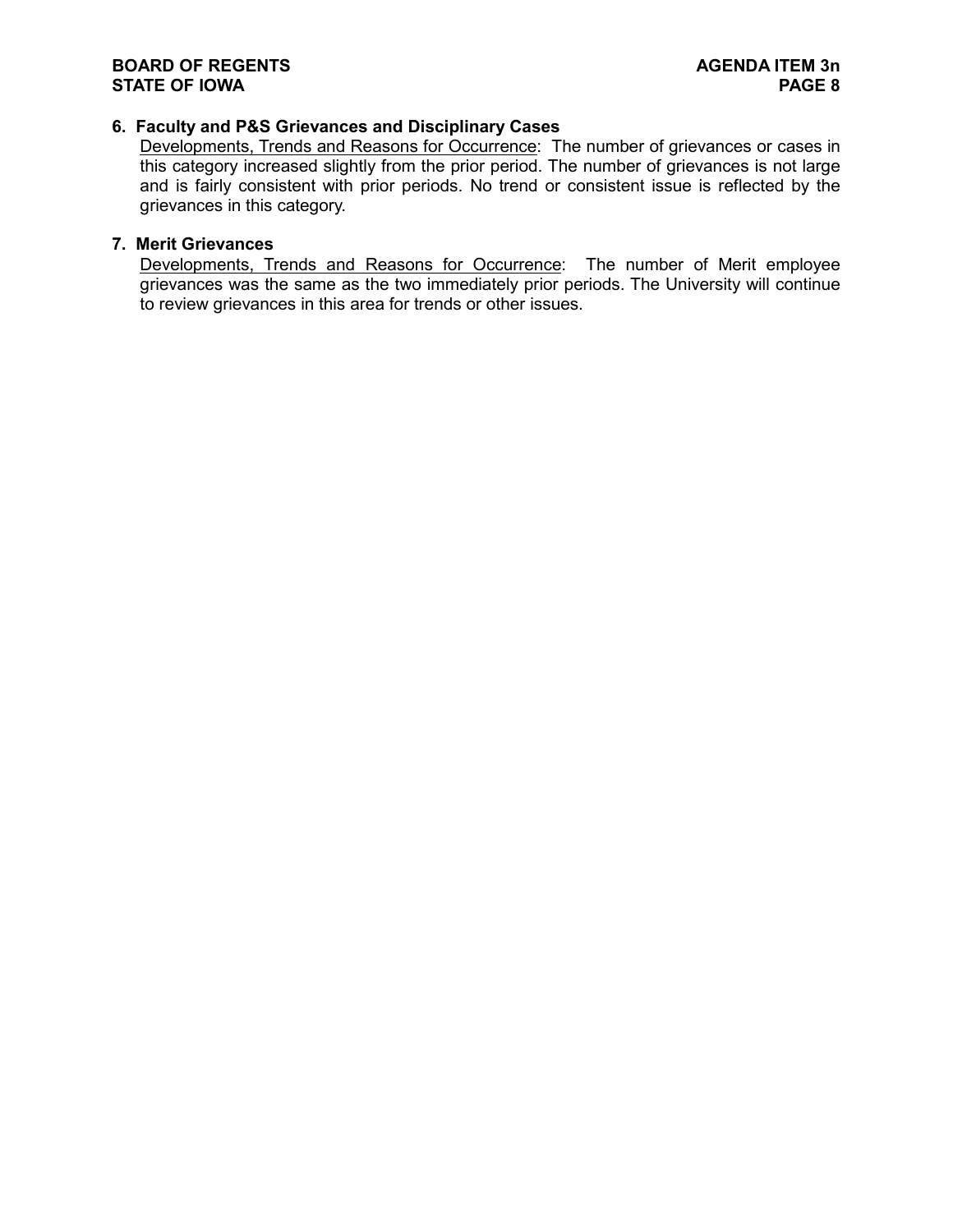**6. Faculty and P&S Grievances and Disciplinary Cases**

Developments, Trends and Reasons for Occurrence: The number of grievances or cases in this category increased slightly from the prior period. The number of grievances is not large and is fairly consistent with prior periods. No trend or consistent issue is reflected by the grievances in this category.

**7. Merit Grievances**

Developments, Trends and Reasons for Occurrence: The number of Merit employee grievances was the same as the two immediately prior periods. The University will continue to review grievances in this area for trends or other issues.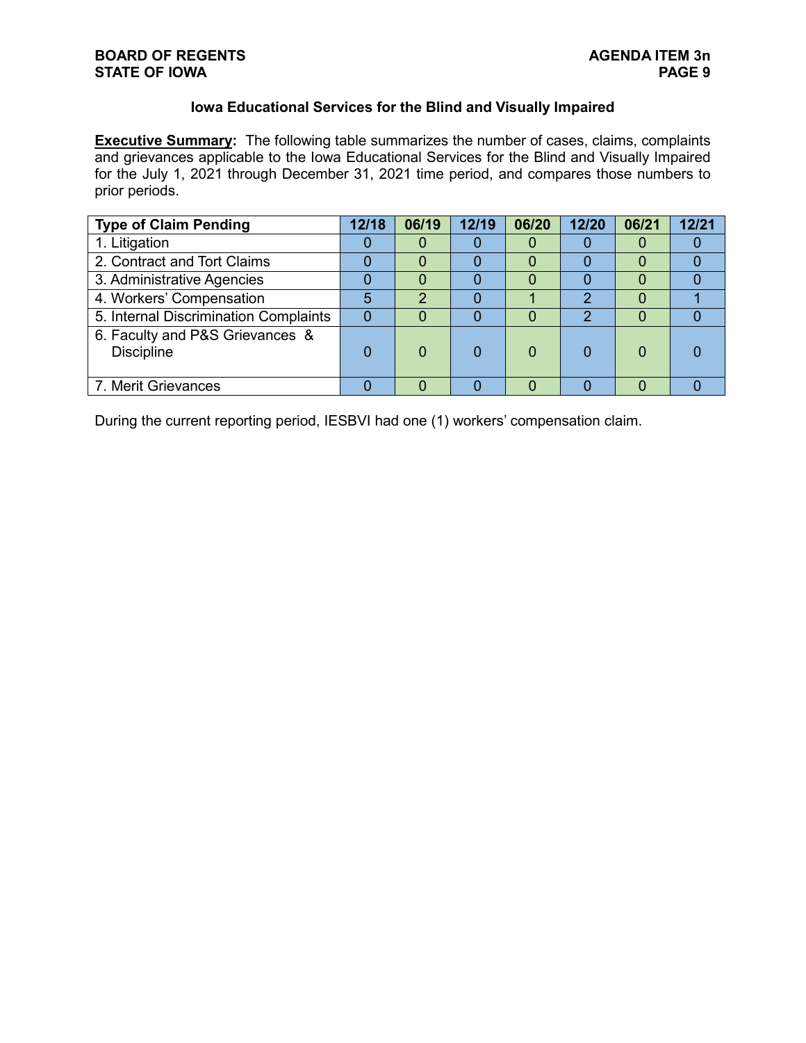## Iowa Educational Services for the Blind and Visually Impaired

**Executive Summary:** The following table summarizes the number of cases, claims, complaints and grievances applicable to the Iowa Educational Services for the Blind and Visually Impaired for the July 1, 2021 through December 31, 2021 time period, and compares those numbers to prior periods.

| Type of Claim Pending | 12/18 | 06/19 | 12/19 | 06/20 | 12/20 | 06/21 | 12/21 |
|---|---|---|---|---|---|---|---|
| 1. Litigation | 0 | 0 | 0 | 0 | 0 | 0 | 0 |
| 2. Contract and Tort Claims | 0 | 0 | 0 | 0 | 0 | 0 | 0 |
| 3. Administrative Agencies | 0 | 0 | 0 | 0 | 0 | 0 | 0 |
| 4. Workers' Compensation | 5 | 2 | 0 | 1 | 2 | 0 | 1 |
| 5. Internal Discrimination Complaints | 0 | 0 | 0 | 0 | 2 | 0 | 0 |
| 6. Faculty and P&S Grievances & Discipline | 0 | 0 | 0 | 0 | 0 | 0 | 0 |
| 7. Merit Grievances | 0 | 0 | 0 | 0 | 0 | 0 | 0 |

During the current reporting period, IESBVI had one (1) workers' compensation claim.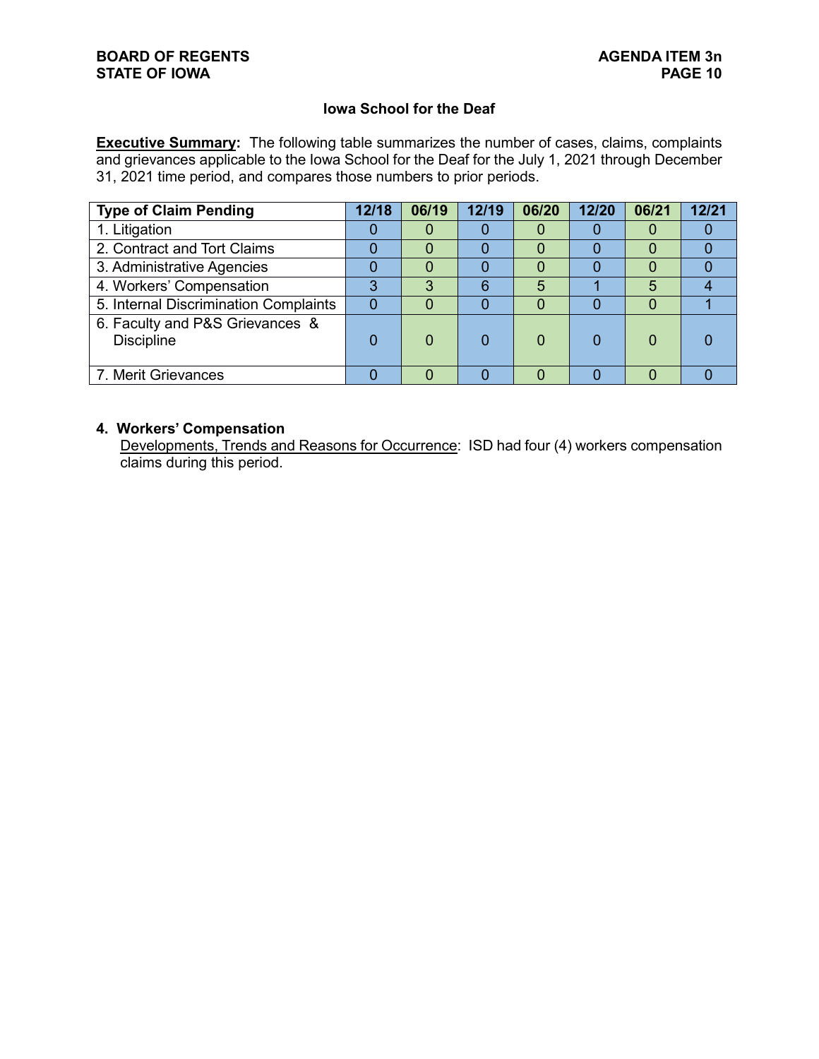## Iowa School for the Deaf

**Executive Summary:** The following table summarizes the number of cases, claims, complaints and grievances applicable to the Iowa School for the Deaf for the July 1, 2021 through December 31, 2021 time period, and compares those numbers to prior periods.

| Type of Claim Pending | 12/18 | 06/19 | 12/19 | 06/20 | 12/20 | 06/21 | 12/21 |
|---|---|---|---|---|---|---|---|
| 1. Litigation | 0 | 0 | 0 | 0 | 0 | 0 | 0 |
| 2. Contract and Tort Claims | 0 | 0 | 0 | 0 | 0 | 0 | 0 |
| 3. Administrative Agencies | 0 | 0 | 0 | 0 | 0 | 0 | 0 |
| 4. Workers' Compensation | 3 | 3 | 6 | 5 | 1 | 5 | 4 |
| 5. Internal Discrimination Complaints | 0 | 0 | 0 | 0 | 0 | 0 | 1 |
| 6. Faculty and P&S Grievances & Discipline | 0 | 0 | 0 | 0 | 0 | 0 | 0 |
| 7. Merit Grievances | 0 | 0 | 0 | 0 | 0 | 0 | 0 |

**4. Workers' Compensation**

Developments, Trends and Reasons for Occurrence: ISD had four (4) workers compensation claims during this period.